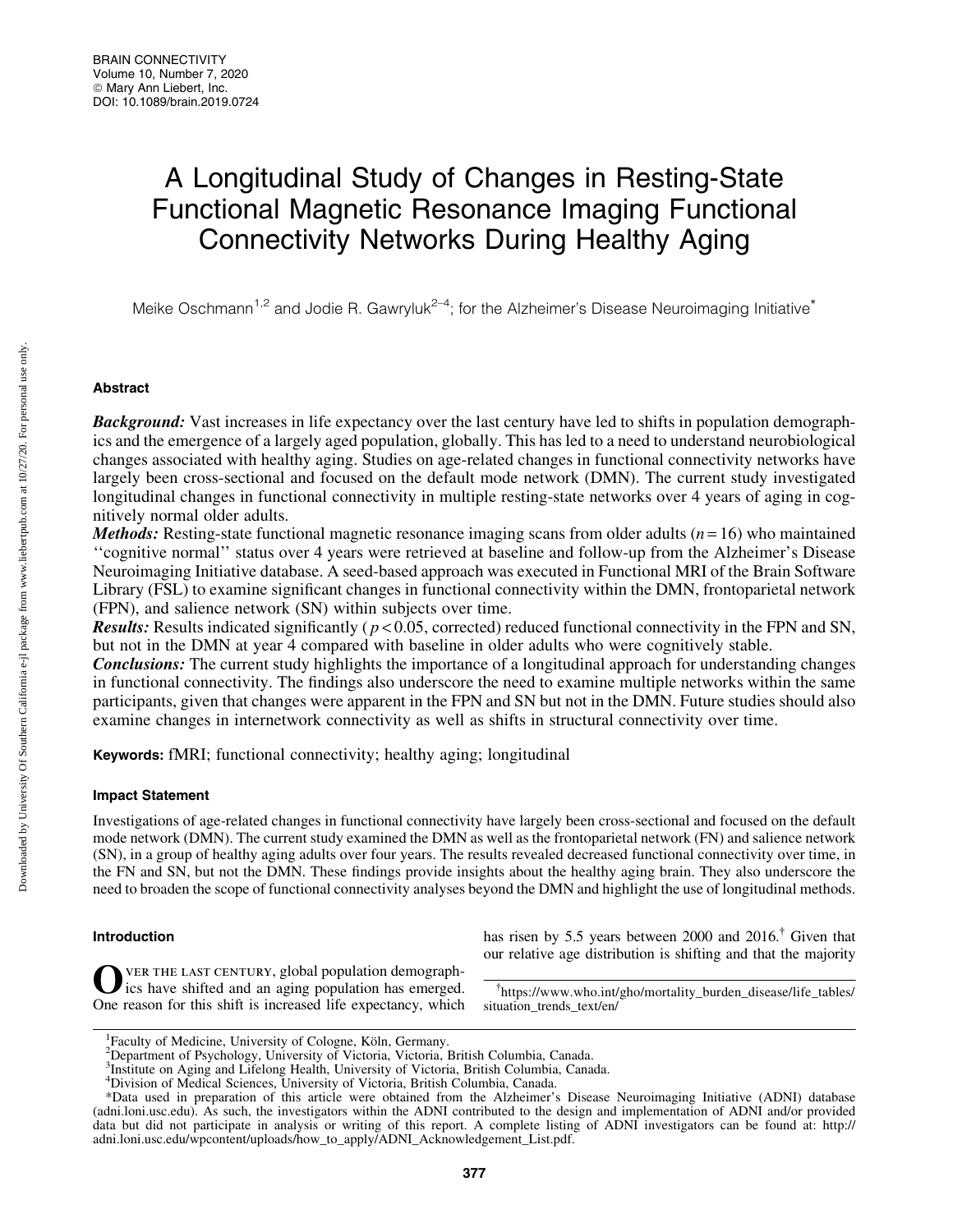# A Longitudinal Study of Changes in Resting-State Functional Magnetic Resonance Imaging Functional Connectivity Networks During Healthy Aging

Meike Oschmann[1,2] and Jodie R. Gawryluk[2–4]; for the Alzheimer's Disease Neuroimaging Initiative*

## Abstract

***Background:*** Vast increases in life expectancy over the last century have led to shifts in population demographics and the emergence of a largely aged population, globally. This has led to a need to understand neurobiological changes associated with healthy aging. Studies on age-related changes in functional connectivity networks have largely been cross-sectional and focused on the default mode network (DMN). The current study investigated longitudinal changes in functional connectivity in multiple resting-state networks over 4 years of aging in cognitively normal older adults.

***Methods:*** Resting-state functional magnetic resonance imaging scans from older adults ($n = 16$) who maintained ''cognitive normal'' status over 4 years were retrieved at baseline and follow-up from the Alzheimer's Disease Neuroimaging Initiative database. A seed-based approach was executed in Functional MRI of the Brain Software Library (FSL) to examine significant changes in functional connectivity within the DMN, frontoparietal network (FPN), and salience network (SN) within subjects over time.

***Results:*** Results indicated significantly ($p < 0.05$, corrected) reduced functional connectivity in the FPN and SN, but not in the DMN at year 4 compared with baseline in older adults who were cognitively stable.

***Conclusions:*** The current study highlights the importance of a longitudinal approach for understanding changes in functional connectivity. The findings also underscore the need to examine multiple networks within the same participants, given that changes were apparent in the FPN and SN but not in the DMN. Future studies should also examine changes in internetwork connectivity as well as shifts in structural connectivity over time.

**Keywords:** fMRI; functional connectivity; healthy aging; longitudinal

### Impact Statement

Investigations of age-related changes in functional connectivity have largely been cross-sectional and focused on the default mode network (DMN). The current study examined the DMN as well as the frontoparietal network (FN) and salience network (SN), in a group of healthy aging adults over four years. The results revealed decreased functional connectivity over time, in the FN and SN, but not the DMN. These findings provide insights about the healthy aging brain. They also underscore the need to broaden the scope of functional connectivity analyses beyond the DMN and highlight the use of longitudinal methods.

## Introduction

Over the last century, global population demographics have shifted and an aging population has emerged. One reason for this shift is increased life expectancy, which has risen by 5.5 years between 2000 and 2016.[†] Given that our relative age distribution is shifting and that the majority

[†]https://www.who.int/gho/mortality_burden_disease/life_tables/situation_trends_text/en/

[1]Faculty of Medicine, University of Cologne, Köln, Germany.
[2]Department of Psychology, University of Victoria, Victoria, British Columbia, Canada.
[3]Institute on Aging and Lifelong Health, University of Victoria, British Columbia, Canada.
[4]Division of Medical Sciences, University of Victoria, British Columbia, Canada.

*Data used in preparation of this article were obtained from the Alzheimer's Disease Neuroimaging Initiative (ADNI) database (adni.loni.usc.edu). As such, the investigators within the ADNI contributed to the design and implementation of ADNI and/or provided data but did not participate in analysis or writing of this report. A complete listing of ADNI investigators can be found at: http://adni.loni.usc.edu/wpcontent/uploads/how_to_apply/ADNI_Acknowledgement_List.pdf.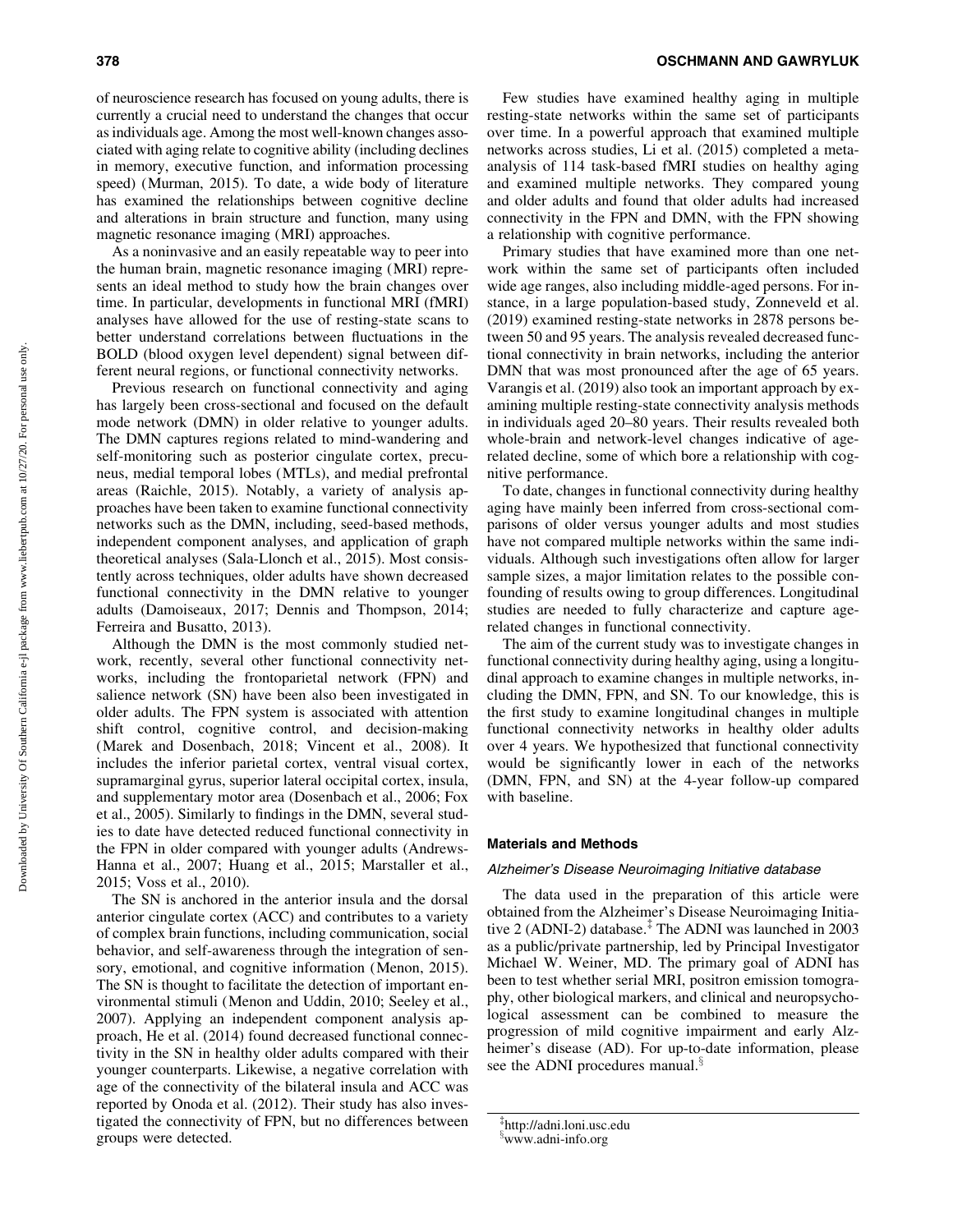of neuroscience research has focused on young adults, there is currently a crucial need to understand the changes that occur as individuals age. Among the most well-known changes associated with aging relate to cognitive ability (including declines in memory, executive function, and information processing speed) (Murman, 2015). To date, a wide body of literature has examined the relationships between cognitive decline and alterations in brain structure and function, many using magnetic resonance imaging (MRI) approaches.

As a noninvasive and an easily repeatable way to peer into the human brain, magnetic resonance imaging (MRI) represents an ideal method to study how the brain changes over time. In particular, developments in functional MRI (fMRI) analyses have allowed for the use of resting-state scans to better understand correlations between fluctuations in the BOLD (blood oxygen level dependent) signal between different neural regions, or functional connectivity networks.

Previous research on functional connectivity and aging has largely been cross-sectional and focused on the default mode network (DMN) in older relative to younger adults. The DMN captures regions related to mind-wandering and self-monitoring such as posterior cingulate cortex, precuneus, medial temporal lobes (MTLs), and medial prefrontal areas (Raichle, 2015). Notably, a variety of analysis approaches have been taken to examine functional connectivity networks such as the DMN, including, seed-based methods, independent component analyses, and application of graph theoretical analyses (Sala-Llonch et al., 2015). Most consistently across techniques, older adults have shown decreased functional connectivity in the DMN relative to younger adults (Damoiseaux, 2017; Dennis and Thompson, 2014; Ferreira and Busatto, 2013).

Although the DMN is the most commonly studied network, recently, several other functional connectivity networks, including the frontoparietal network (FPN) and salience network (SN) have been also been investigated in older adults. The FPN system is associated with attention shift control, cognitive control, and decision-making (Marek and Dosenbach, 2018; Vincent et al., 2008). It includes the inferior parietal cortex, ventral visual cortex, supramarginal gyrus, superior lateral occipital cortex, insula, and supplementary motor area (Dosenbach et al., 2006; Fox et al., 2005). Similarly to findings in the DMN, several studies to date have detected reduced functional connectivity in the FPN in older compared with younger adults (Andrews-Hanna et al., 2007; Huang et al., 2015; Marstaller et al., 2015; Voss et al., 2010).

The SN is anchored in the anterior insula and the dorsal anterior cingulate cortex (ACC) and contributes to a variety of complex brain functions, including communication, social behavior, and self-awareness through the integration of sensory, emotional, and cognitive information (Menon, 2015). The SN is thought to facilitate the detection of important environmental stimuli (Menon and Uddin, 2010; Seeley et al., 2007). Applying an independent component analysis approach, He et al. (2014) found decreased functional connectivity in the SN in healthy older adults compared with their younger counterparts. Likewise, a negative correlation with age of the connectivity of the bilateral insula and ACC was reported by Onoda et al. (2012). Their study has also investigated the connectivity of FPN, but no differences between groups were detected.

Few studies have examined healthy aging in multiple resting-state networks within the same set of participants over time. In a powerful approach that examined multiple networks across studies, Li et al. (2015) completed a meta-analysis of 114 task-based fMRI studies on healthy aging and examined multiple networks. They compared young and older adults and found that older adults had increased connectivity in the FPN and DMN, with the FPN showing a relationship with cognitive performance.

Primary studies that have examined more than one network within the same set of participants often included wide age ranges, also including middle-aged persons. For instance, in a large population-based study, Zonneveld et al. (2019) examined resting-state networks in 2878 persons between 50 and 95 years. The analysis revealed decreased functional connectivity in brain networks, including the anterior DMN that was most pronounced after the age of 65 years. Varangis et al. (2019) also took an important approach by examining multiple resting-state connectivity analysis methods in individuals aged 20–80 years. Their results revealed both whole-brain and network-level changes indicative of age-related decline, some of which bore a relationship with cognitive performance.

To date, changes in functional connectivity during healthy aging have mainly been inferred from cross-sectional comparisons of older versus younger adults and most studies have not compared multiple networks within the same individuals. Although such investigations often allow for larger sample sizes, a major limitation relates to the possible confounding of results owing to group differences. Longitudinal studies are needed to fully characterize and capture age-related changes in functional connectivity.

The aim of the current study was to investigate changes in functional connectivity during healthy aging, using a longitudinal approach to examine changes in multiple networks, including the DMN, FPN, and SN. To our knowledge, this is the first study to examine longitudinal changes in multiple functional connectivity networks in healthy older adults over 4 years. We hypothesized that functional connectivity would be significantly lower in each of the networks (DMN, FPN, and SN) at the 4-year follow-up compared with baseline.

## Materials and Methods

### *Alzheimer's Disease Neuroimaging Initiative database*

The data used in the preparation of this article were obtained from the Alzheimer's Disease Neuroimaging Initiative 2 (ADNI-2) database.[‡] The ADNI was launched in 2003 as a public/private partnership, led by Principal Investigator Michael W. Weiner, MD. The primary goal of ADNI has been to test whether serial MRI, positron emission tomography, other biological markers, and clinical and neuropsychological assessment can be combined to measure the progression of mild cognitive impairment and early Alzheimer's disease (AD). For up-to-date information, please see the ADNI procedures manual.[§]

[‡] http://adni.loni.usc.edu
[§] www.adni-info.org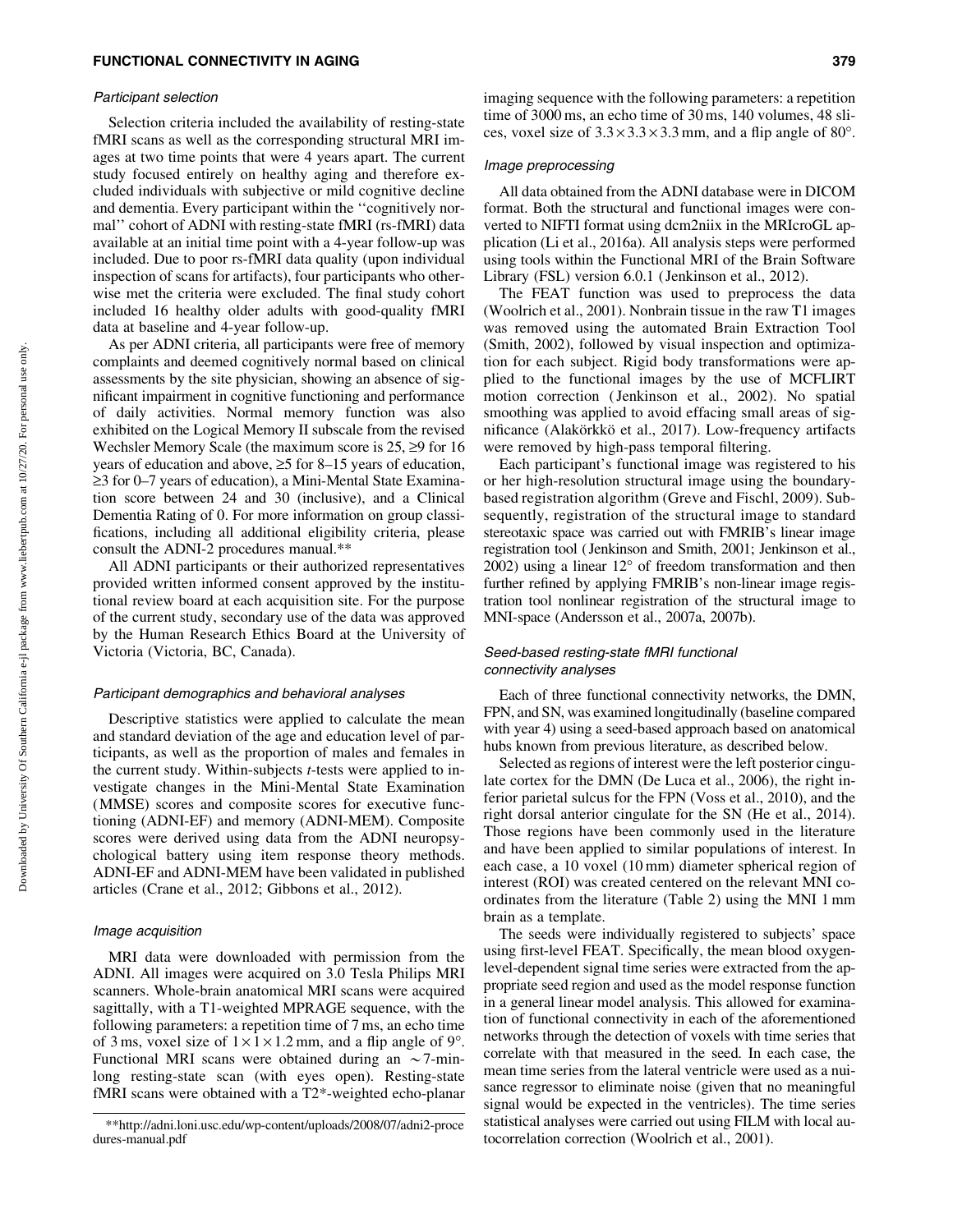### *Participant selection*

Selection criteria included the availability of resting-state fMRI scans as well as the corresponding structural MRI images at two time points that were 4 years apart. The current study focused entirely on healthy aging and therefore excluded individuals with subjective or mild cognitive decline and dementia. Every participant within the ''cognitively normal'' cohort of ADNI with resting-state fMRI (rs-fMRI) data available at an initial time point with a 4-year follow-up was included. Due to poor rs-fMRI data quality (upon individual inspection of scans for artifacts), four participants who otherwise met the criteria were excluded. The final study cohort included 16 healthy older adults with good-quality fMRI data at baseline and 4-year follow-up.

As per ADNI criteria, all participants were free of memory complaints and deemed cognitively normal based on clinical assessments by the site physician, showing an absence of significant impairment in cognitive functioning and performance of daily activities. Normal memory function was also exhibited on the Logical Memory II subscale from the revised Wechsler Memory Scale (the maximum score is 25, ≥9 for 16 years of education and above, ≥5 for 8–15 years of education, ≥3 for 0–7 years of education), a Mini-Mental State Examination score between 24 and 30 (inclusive), and a Clinical Dementia Rating of 0. For more information on group classifications, including all additional eligibility criteria, please consult the ADNI-2 procedures manual.**

All ADNI participants or their authorized representatives provided written informed consent approved by the institutional review board at each acquisition site. For the purpose of the current study, secondary use of the data was approved by the Human Research Ethics Board at the University of Victoria (Victoria, BC, Canada).

### *Participant demographics and behavioral analyses*

Descriptive statistics were applied to calculate the mean and standard deviation of the age and education level of participants, as well as the proportion of males and females in the current study. Within-subjects *t*-tests were applied to investigate changes in the Mini-Mental State Examination (MMSE) scores and composite scores for executive functioning (ADNI-EF) and memory (ADNI-MEM). Composite scores were derived using data from the ADNI neuropsychological battery using item response theory methods. ADNI-EF and ADNI-MEM have been validated in published articles (Crane et al., 2012; Gibbons et al., 2012).

### *Image acquisition*

MRI data were downloaded with permission from the ADNI. All images were acquired on 3.0 Tesla Philips MRI scanners. Whole-brain anatomical MRI scans were acquired sagittally, with a T1-weighted MPRAGE sequence, with the following parameters: a repetition time of 7 ms, an echo time of 3 ms, voxel size of $1 \times 1 \times 1.2$ mm, and a flip angle of 9°. Functional MRI scans were obtained during an ~7-min-long resting-state scan (with eyes open). Resting-state fMRI scans were obtained with a T2*-weighted echo-planar imaging sequence with the following parameters: a repetition time of 3000 ms, an echo time of 30 ms, 140 volumes, 48 slices, voxel size of $3.3 \times 3.3 \times 3.3$ mm, and a flip angle of 80°.

### *Image preprocessing*

All data obtained from the ADNI database were in DICOM format. Both the structural and functional images were converted to NIFTI format using dcm2niix in the MRIcroGL application (Li et al., 2016a). All analysis steps were performed using tools within the Functional MRI of the Brain Software Library (FSL) version 6.0.1 (Jenkinson et al., 2012).

The FEAT function was used to preprocess the data (Woolrich et al., 2001). Nonbrain tissue in the raw T1 images was removed using the automated Brain Extraction Tool (Smith, 2002), followed by visual inspection and optimization for each subject. Rigid body transformations were applied to the functional images by the use of MCFLIRT motion correction (Jenkinson et al., 2002). No spatial smoothing was applied to avoid effacing small areas of significance (Alakörkkö et al., 2017). Low-frequency artifacts were removed by high-pass temporal filtering.

Each participant's functional image was registered to his or her high-resolution structural image using the boundary-based registration algorithm (Greve and Fischl, 2009). Subsequently, registration of the structural image to standard stereotaxic space was carried out with FMRIB's linear image registration tool (Jenkinson and Smith, 2001; Jenkinson et al., 2002) using a linear 12° of freedom transformation and then further refined by applying FMRIB's non-linear image registration tool nonlinear registration of the structural image to MNI-space (Andersson et al., 2007a, 2007b).

### *Seed-based resting-state fMRI functional connectivity analyses*

Each of three functional connectivity networks, the DMN, FPN, and SN, was examined longitudinally (baseline compared with year 4) using a seed-based approach based on anatomical hubs known from previous literature, as described below.

Selected as regions of interest were the left posterior cingulate cortex for the DMN (De Luca et al., 2006), the right inferior parietal sulcus for the FPN (Voss et al., 2010), and the right dorsal anterior cingulate for the SN (He et al., 2014). Those regions have been commonly used in the literature and have been applied to similar populations of interest. In each case, a 10 voxel (10 mm) diameter spherical region of interest (ROI) was created centered on the relevant MNI coordinates from the literature (Table 2) using the MNI 1 mm brain as a template.

The seeds were individually registered to subjects' space using first-level FEAT. Specifically, the mean blood oxygen-level-dependent signal time series were extracted from the appropriate seed region and used as the model response function in a general linear model analysis. This allowed for examination of functional connectivity in each of the aforementioned networks through the detection of voxels with time series that correlate with that measured in the seed. In each case, the mean time series from the lateral ventricle were used as a nuisance regressor to eliminate noise (given that no meaningful signal would be expected in the ventricles). The time series statistical analyses were carried out using FILM with local autocorrelation correction (Woolrich et al., 2001).

**http://adni.loni.usc.edu/wp-content/uploads/2008/07/adni2-procedures-manual.pdf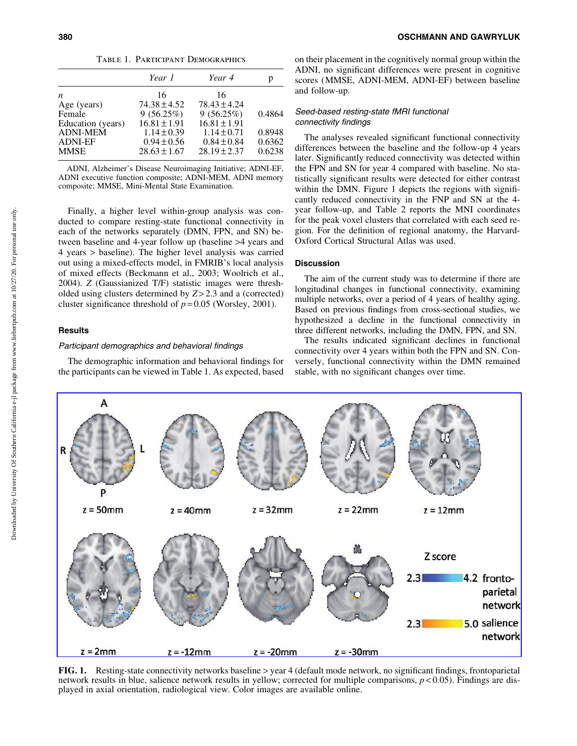TABLE 1. PARTICIPANT DEMOGRAPHICS

| | Year 1 | Year 4 | p |
|---|---|---|---|
| *n* | 16 | 16 | |
| Age (years) | 74.38 ± 4.52 | 78.43 ± 4.24 | |
| Female | 9 (56.25%) | 9 (56.25%) | 0.4864 |
| Education (years) | 16.81 ± 1.91 | 16.81 ± 1.91 | |
| ADNI-MEM | 1.14 ± 0.39 | 1.14 ± 0.71 | 0.8948 |
| ADNI-EF | 0.94 ± 0.56 | 0.84 ± 0.84 | 0.6362 |
| MMSE | 28.63 ± 1.67 | 28.19 ± 2.37 | 0.6238 |

ADNI, Alzheimer's Disease Neuroimaging Initiative; ADNI-EF, ADNI executive function composite; ADNI-MEM, ADNI memory composite; MMSE, Mini-Mental State Examination.

Finally, a higher level within-group analysis was conducted to compare resting-state functional connectivity in each of the networks separately (DMN, FPN, and SN) between baseline and 4-year follow up (baseline >4 years and 4 years > baseline). The higher level analysis was carried out using a mixed-effects model, in FMRIB's local analysis of mixed effects (Beckmann et al., 2003; Woolrich et al., 2004). Z (Gaussianized T/F) statistic images were thresholded using clusters determined by $Z > 2.3$ and a (corrected) cluster significance threshold of $p = 0.05$ (Worsley, 2001).

## Results

### *Participant demographics and behavioral findings*

The demographic information and behavioral findings for the participants can be viewed in Table 1. As expected, based on their placement in the cognitively normal group within the ADNI, no significant differences were present in cognitive scores (MMSE, ADNI-MEM, ADNI-EF) between baseline and follow-up.

### *Seed-based resting-state fMRI functional connectivity findings*

The analyses revealed significant functional connectivity differences between the baseline and the follow-up 4 years later. Significantly reduced connectivity was detected within the FPN and SN for year 4 compared with baseline. No statistically significant results were detected for either contrast within the DMN. Figure 1 depicts the regions with significantly reduced connectivity in the FNP and SN at the 4-year follow-up, and Table 2 reports the MNI coordinates for the peak voxel clusters that correlated with each seed region. For the definition of regional anatomy, the Harvard-Oxford Cortical Structural Atlas was used.

## Discussion

The aim of the current study was to determine if there are longitudinal changes in functional connectivity, examining multiple networks, over a period of 4 years of healthy aging. Based on previous findings from cross-sectional studies, we hypothesized a decline in the functional connectivity in three different networks, including the DMN, FPN, and SN.

The results indicated significant declines in functional connectivity over 4 years within both the FPN and SN. Conversely, functional connectivity within the DMN remained stable, with no significant changes over time.

**FIG. 1.** Resting-state connectivity networks baseline > year 4 (default mode network, no significant findings, frontoparietal network results in blue, salience network results in yellow; corrected for multiple comparisons, $p < 0.05$). Findings are displayed in axial orientation, radiological view. Color images are available online.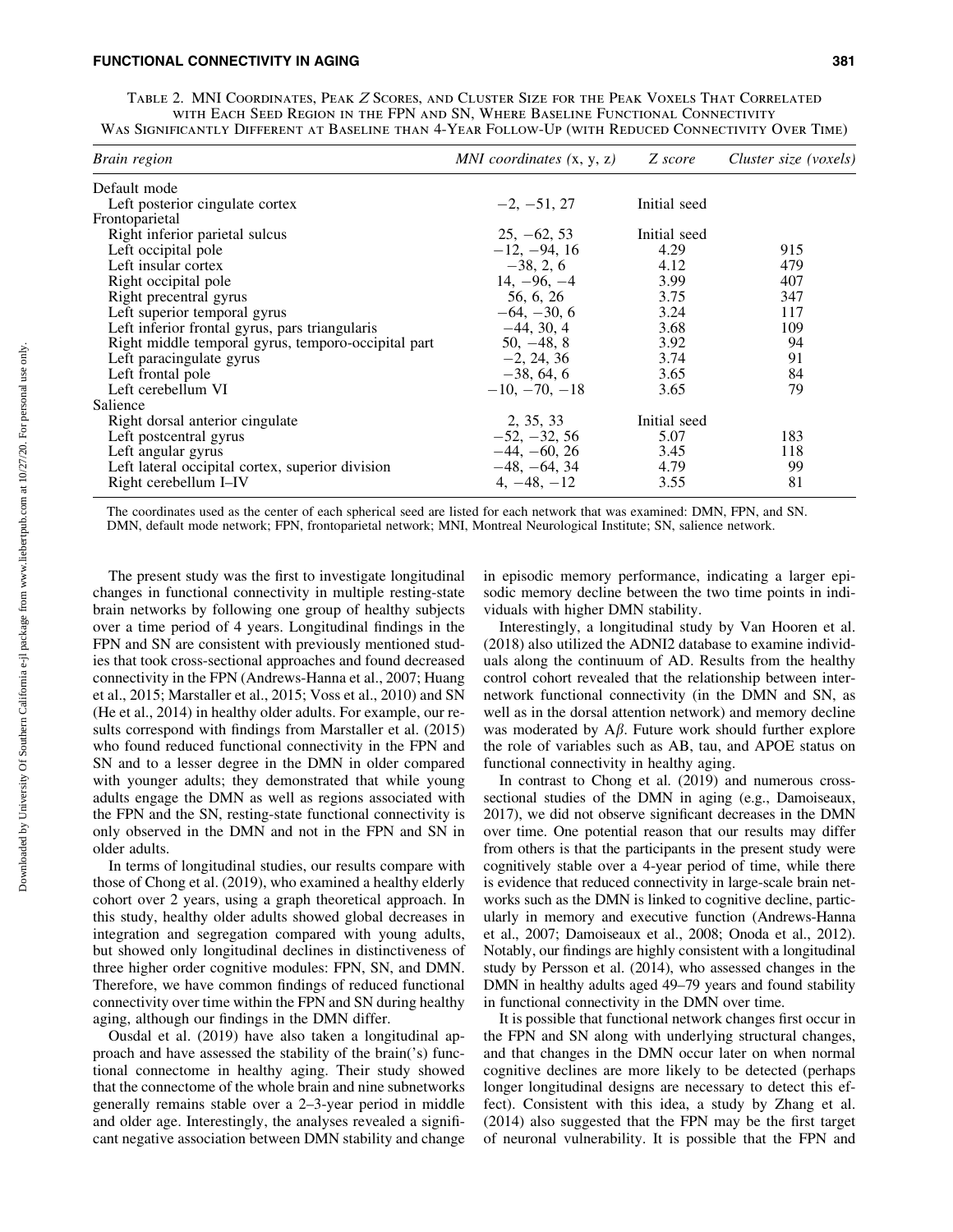Table 2. MNI Coordinates, Peak $Z$ Scores, and Cluster Size for the Peak Voxels That Correlated with Each Seed Region in the FPN and SN, Where Baseline Functional Connectivity Was Significantly Different at Baseline than 4-Year Follow-Up (with Reduced Connectivity Over Time)

| *Brain region* | *MNI coordinates (x, y, z)* | *Z score* | *Cluster size (voxels)* |
|---|---|---|---|
| Default mode | | | |
| Left posterior cingulate cortex | −2, −51, 27 | Initial seed | |
| Frontoparietal | | | |
| Right inferior parietal sulcus | 25, −62, 53 | Initial seed | |
| Left occipital pole | −12, −94, 16 | 4.29 | 915 |
| Left insular cortex | −38, 2, 6 | 4.12 | 479 |
| Right occipital pole | 14, −96, −4 | 3.99 | 407 |
| Right precentral gyrus | 56, 6, 26 | 3.75 | 347 |
| Left superior temporal gyrus | −64, −30, 6 | 3.24 | 117 |
| Left inferior frontal gyrus, pars triangularis | −44, 30, 4 | 3.68 | 109 |
| Right middle temporal gyrus, temporo-occipital part | 50, −48, 8 | 3.92 | 94 |
| Left paracingulate gyrus | −2, 24, 36 | 3.74 | 91 |
| Left frontal pole | −38, 64, 6 | 3.65 | 84 |
| Left cerebellum VI | −10, −70, −18 | 3.65 | 79 |
| Salience | | | |
| Right dorsal anterior cingulate | 2, 35, 33 | Initial seed | |
| Left postcentral gyrus | −52, −32, 56 | 5.07 | 183 |
| Left angular gyrus | −44, −60, 26 | 3.45 | 118 |
| Left lateral occipital cortex, superior division | −48, −64, 34 | 4.79 | 99 |
| Right cerebellum I–IV | 4, −48, −12 | 3.55 | 81 |

The coordinates used as the center of each spherical seed are listed for each network that was examined: DMN, FPN, and SN.
DMN, default mode network; FPN, frontoparietal network; MNI, Montreal Neurological Institute; SN, salience network.

The present study was the first to investigate longitudinal changes in functional connectivity in multiple resting-state brain networks by following one group of healthy subjects over a time period of 4 years. Longitudinal findings in the FPN and SN are consistent with previously mentioned studies that took cross-sectional approaches and found decreased connectivity in the FPN (Andrews-Hanna et al., 2007; Huang et al., 2015; Marstaller et al., 2015; Voss et al., 2010) and SN (He et al., 2014) in healthy older adults. For example, our results correspond with findings from Marstaller et al. (2015) who found reduced functional connectivity in the FPN and SN and to a lesser degree in the DMN in older compared with younger adults; they demonstrated that while young adults engage the DMN as well as regions associated with the FPN and the SN, resting-state functional connectivity is only observed in the DMN and not in the FPN and SN in older adults.

In terms of longitudinal studies, our results compare with those of Chong et al. (2019), who examined a healthy elderly cohort over 2 years, using a graph theoretical approach. In this study, healthy older adults showed global decreases in integration and segregation compared with young adults, but showed only longitudinal declines in distinctiveness of three higher order cognitive modules: FPN, SN, and DMN. Therefore, we have common findings of reduced functional connectivity over time within the FPN and SN during healthy aging, although our findings in the DMN differ.

Ousdal et al. (2019) have also taken a longitudinal approach and have assessed the stability of the brain('s) functional connectome in healthy aging. Their study showed that the connectome of the whole brain and nine subnetworks generally remains stable over a 2–3-year period in middle and older age. Interestingly, the analyses revealed a significant negative association between DMN stability and change in episodic memory performance, indicating a larger episodic memory decline between the two time points in individuals with higher DMN stability.

Interestingly, a longitudinal study by Van Hooren et al. (2018) also utilized the ADNI2 database to examine individuals along the continuum of AD. Results from the healthy control cohort revealed that the relationship between internetwork functional connectivity (in the DMN and SN, as well as in the dorsal attention network) and memory decline was moderated by A$\beta$. Future work should further explore the role of variables such as AB, tau, and APOE status on functional connectivity in healthy aging.

In contrast to Chong et al. (2019) and numerous cross-sectional studies of the DMN in aging (e.g., Damoiseaux, 2017), we did not observe significant decreases in the DMN over time. One potential reason that our results may differ from others is that the participants in the present study were cognitively stable over a 4-year period of time, while there is evidence that reduced connectivity in large-scale brain networks such as the DMN is linked to cognitive decline, particularly in memory and executive function (Andrews-Hanna et al., 2007; Damoiseaux et al., 2008; Onoda et al., 2012). Notably, our findings are highly consistent with a longitudinal study by Persson et al. (2014), who assessed changes in the DMN in healthy adults aged 49–79 years and found stability in functional connectivity in the DMN over time.

It is possible that functional network changes first occur in the FPN and SN along with underlying structural changes, and that changes in the DMN occur later on when normal cognitive declines are more likely to be detected (perhaps longer longitudinal designs are necessary to detect this effect). Consistent with this idea, a study by Zhang et al. (2014) also suggested that the FPN may be the first target of neuronal vulnerability. It is possible that the FPN and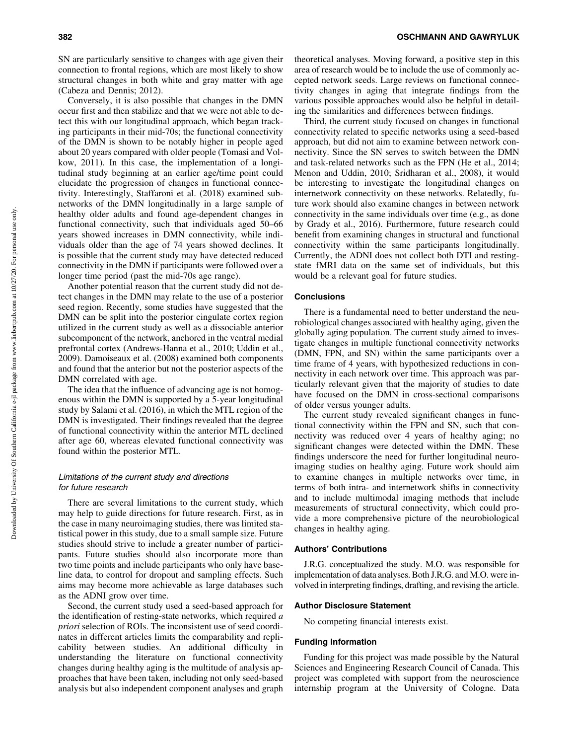SN are particularly sensitive to changes with age given their connection to frontal regions, which are most likely to show structural changes in both white and gray matter with age (Cabeza and Dennis; 2012).

Conversely, it is also possible that changes in the DMN occur first and then stabilize and that we were not able to detect this with our longitudinal approach, which began tracking participants in their mid-70s; the functional connectivity of the DMN is shown to be notably higher in people aged about 20 years compared with older people (Tomasi and Volkow, 2011). In this case, the implementation of a longitudinal study beginning at an earlier age/time point could elucidate the progression of changes in functional connectivity. Interestingly, Staffaroni et al. (2018) examined subnetworks of the DMN longitudinally in a large sample of healthy older adults and found age-dependent changes in functional connectivity, such that individuals aged 50–66 years showed increases in DMN connectivity, while individuals older than the age of 74 years showed declines. It is possible that the current study may have detected reduced connectivity in the DMN if participants were followed over a longer time period (past the mid-70s age range).

Another potential reason that the current study did not detect changes in the DMN may relate to the use of a posterior seed region. Recently, some studies have suggested that the DMN can be split into the posterior cingulate cortex region utilized in the current study as well as a dissociable anterior subcomponent of the network, anchored in the ventral medial prefrontal cortex (Andrews-Hanna et al., 2010; Uddin et al., 2009). Damoiseaux et al. (2008) examined both components and found that the anterior but not the posterior aspects of the DMN correlated with age.

The idea that the influence of advancing age is not homogenous within the DMN is supported by a 5-year longitudinal study by Salami et al. (2016), in which the MTL region of the DMN is investigated. Their findings revealed that the degree of functional connectivity within the anterior MTL declined after age 60, whereas elevated functional connectivity was found within the posterior MTL.

### *Limitations of the current study and directions for future research*

There are several limitations to the current study, which may help to guide directions for future research. First, as in the case in many neuroimaging studies, there was limited statistical power in this study, due to a small sample size. Future studies should strive to include a greater number of participants. Future studies should also incorporate more than two time points and include participants who only have baseline data, to control for dropout and sampling effects. Such aims may become more achievable as large databases such as the ADNI grow over time.

Second, the current study used a seed-based approach for the identification of resting-state networks, which required *a priori* selection of ROIs. The inconsistent use of seed coordinates in different articles limits the comparability and replicability between studies. An additional difficulty in understanding the literature on functional connectivity changes during healthy aging is the multitude of analysis approaches that have been taken, including not only seed-based analysis but also independent component analyses and graph theoretical analyses. Moving forward, a positive step in this area of research would be to include the use of commonly accepted network seeds. Large reviews on functional connectivity changes in aging that integrate findings from the various possible approaches would also be helpful in detailing the similarities and differences between findings.

Third, the current study focused on changes in functional connectivity related to specific networks using a seed-based approach, but did not aim to examine between network connectivity. Since the SN serves to switch between the DMN and task-related networks such as the FPN (He et al., 2014; Menon and Uddin, 2010; Sridharan et al., 2008), it would be interesting to investigate the longitudinal changes on internetwork connectivity on these networks. Relatedly, future work should also examine changes in between network connectivity in the same individuals over time (e.g., as done by Grady et al., 2016). Furthermore, future research could benefit from examining changes in structural and functional connectivity within the same participants longitudinally. Currently, the ADNI does not collect both DTI and resting-state fMRI data on the same set of individuals, but this would be a relevant goal for future studies.

## Conclusions

There is a fundamental need to better understand the neurobiological changes associated with healthy aging, given the globally aging population. The current study aimed to investigate changes in multiple functional connectivity networks (DMN, FPN, and SN) within the same participants over a time frame of 4 years, with hypothesized reductions in connectivity in each network over time. This approach was particularly relevant given that the majority of studies to date have focused on the DMN in cross-sectional comparisons of older versus younger adults.

The current study revealed significant changes in functional connectivity within the FPN and SN, such that connectivity was reduced over 4 years of healthy aging; no significant changes were detected within the DMN. These findings underscore the need for further longitudinal neuroimaging studies on healthy aging. Future work should aim to examine changes in multiple networks over time, in terms of both intra- and internetwork shifts in connectivity and to include multimodal imaging methods that include measurements of structural connectivity, which could provide a more comprehensive picture of the neurobiological changes in healthy aging.

## Authors' Contributions

J.R.G. conceptualized the study. M.O. was responsible for implementation of data analyses. Both J.R.G. and M.O. were involved in interpreting findings, drafting, and revising the article.

## Author Disclosure Statement

No competing financial interests exist.

## Funding Information

Funding for this project was made possible by the Natural Sciences and Engineering Research Council of Canada. This project was completed with support from the neuroscience internship program at the University of Cologne. Data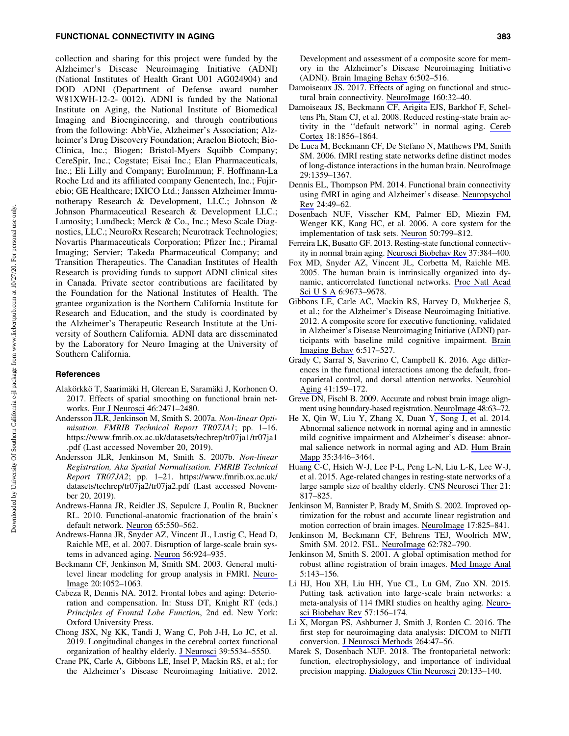collection and sharing for this project were funded by the Alzheimer's Disease Neuroimaging Initiative (ADNI) (National Institutes of Health Grant U01 AG024904) and DOD ADNI (Department of Defense award number W81XWH-12-2- 0012). ADNI is funded by the National Institute on Aging, the National Institute of Biomedical Imaging and Bioengineering, and through contributions from the following: AbbVie, Alzheimer's Association; Alzheimer's Drug Discovery Foundation; Araclon Biotech; BioClinica, Inc.; Biogen; Bristol-Myers Squibb Company; CereSpir, Inc.; Cogstate; Eisai Inc.; Elan Pharmaceuticals, Inc.; Eli Lilly and Company; EuroImmun; F. Hoffmann-La Roche Ltd and its affiliated company Genentech, Inc.; Fujirebio; GE Healthcare; IXICO Ltd.; Janssen Alzheimer Immunotherapy Research & Development, LLC.; Johnson & Johnson Pharmaceutical Research & Development LLC.; Lumosity; Lundbeck; Merck & Co., Inc.; Meso Scale Diagnostics, LLC.; NeuroRx Research; Neurotrack Technologies; Novartis Pharmaceuticals Corporation; Pfizer Inc.; Piramal Imaging; Servier; Takeda Pharmaceutical Company; and Transition Therapeutics. The Canadian Institutes of Health Research is providing funds to support ADNI clinical sites in Canada. Private sector contributions are facilitated by the Foundation for the National Institutes of Health. The grantee organization is the Northern California Institute for Research and Education, and the study is coordinated by the Alzheimer's Therapeutic Research Institute at the University of Southern California. ADNI data are disseminated by the Laboratory for Neuro Imaging at the University of Southern California.

### References

- Alakörkkö T, Saarimäki H, Glerean E, Saramäki J, Korhonen O. 2017. Effects of spatial smoothing on functional brain networks. Eur J Neurosci 46:2471–2480.
- Andersson JLR, Jenkinson M, Smith S. 2007a. *Non-linear Optimisation. FMRIB Technical Report TR07JA1*; pp. 1–16. https://www.fmrib.ox.ac.uk/datasets/techrep/tr07ja1/tr07ja1.pdf (Last accessed November 20, 2019).
- Andersson JLR, Jenkinson M, Smith S. 2007b. *Non-linear Registration, Aka Spatial Normalisation. FMRIB Technical Report TR07JA2*; pp. 1–21. https://www.fmrib.ox.ac.uk/datasets/techrep/tr07ja2/tr07ja2.pdf (Last accessed November 20, 2019).
- Andrews-Hanna JR, Reidler JS, Sepulcre J, Poulin R, Buckner RL. 2010. Functional-anatomic fractionation of the brain's default network. Neuron 65:550–562.
- Andrews-Hanna JR, Snyder AZ, Vincent JL, Lustig C, Head D, Raichle ME, et al. 2007. Disruption of large-scale brain systems in advanced aging. Neuron 56:924–935.
- Beckmann CF, Jenkinson M, Smith SM. 2003. General multilevel linear modeling for group analysis in FMRI. NeuroImage 20:1052–1063.
- Cabeza R, Dennis NA. 2012. Frontal lobes and aging: Deterioration and compensation. In: Stuss DT, Knight RT (eds.) *Principles of Frontal Lobe Function*, 2nd ed. New York: Oxford University Press.
- Chong JSX, Ng KK, Tandi J, Wang C, Poh J-H, Lo JC, et al. 2019. Longitudinal changes in the cerebral cortex functional organization of healthy elderly. J Neurosci 39:5534–5550.
- Crane PK, Carle A, Gibbons LE, Insel P, Mackin RS, et al.; for the Alzheimer's Disease Neuroimaging Initiative. 2012. Development and assessment of a composite score for memory in the Alzheimer's Disease Neuroimaging Initiative (ADNI). Brain Imaging Behav 6:502–516.
- Damoiseaux JS. 2017. Effects of aging on functional and structural brain connectivity. NeuroImage 160:32–40.
- Damoiseaux JS, Beckmann CF, Arigita EJS, Barkhof F, Scheltens Ph, Stam CJ, et al. 2008. Reduced resting-state brain activity in the ''default network'' in normal aging. Cereb Cortex 18:1856–1864.
- De Luca M, Beckmann CF, De Stefano N, Matthews PM, Smith SM. 2006. fMRI resting state networks define distinct modes of long-distance interactions in the human brain. NeuroImage 29:1359–1367.
- Dennis EL, Thompson PM. 2014. Functional brain connectivity using fMRI in aging and Alzheimer's disease. Neuropsychol Rev 24:49–62.
- Dosenbach NUF, Visscher KM, Palmer ED, Miezin FM, Wenger KK, Kang HC, et al. 2006. A core system for the implementation of task sets. Neuron 50:799–812.
- Ferreira LK, Busatto GF. 2013. Resting-state functional connectivity in normal brain aging. Neurosci Biobehav Rev 37:384–400.
- Fox MD, Snyder AZ, Vincent JL, Corbetta M, Raichle ME. 2005. The human brain is intrinsically organized into dynamic, anticorrelated functional networks. Proc Natl Acad Sci U S A 6:9673–9678.
- Gibbons LE, Carle AC, Mackin RS, Harvey D, Mukherjee S, et al.; for the Alzheimer's Disease Neuroimaging Initiative. 2012. A composite score for executive functioning, validated in Alzheimer's Disease Neuroimaging Initiative (ADNI) participants with baseline mild cognitive impairment. Brain Imaging Behav 6:517–527.
- Grady C, Sarraf S, Saverino C, Campbell K. 2016. Age differences in the functional interactions among the default, frontoparietal control, and dorsal attention networks. Neurobiol Aging 41:159–172.
- Greve DN, Fischl B. 2009. Accurate and robust brain image alignment using boundary-based registration. NeuroImage 48:63–72.
- He X, Qin W, Liu Y, Zhang X, Duan Y, Song J, et al. 2014. Abnormal salience network in normal aging and in amnestic mild cognitive impairment and Alzheimer's disease: abnormal salience network in normal aging and AD. Hum Brain Mapp 35:3446–3464.
- Huang C-C, Hsieh W-J, Lee P-L, Peng L-N, Liu L-K, Lee W-J, et al. 2015. Age-related changes in resting-state networks of a large sample size of healthy elderly. CNS Neurosci Ther 21: 817–825.
- Jenkinson M, Bannister P, Brady M, Smith S. 2002. Improved optimization for the robust and accurate linear registration and motion correction of brain images. NeuroImage 17:825–841.
- Jenkinson M, Beckmann CF, Behrens TEJ, Woolrich MW, Smith SM. 2012. FSL. NeuroImage 62:782–790.
- Jenkinson M, Smith S. 2001. A global optimisation method for robust affine registration of brain images. Med Image Anal 5:143–156.
- Li HJ, Hou XH, Liu HH, Yue CL, Lu GM, Zuo XN. 2015. Putting task activation into large-scale brain networks: a meta-analysis of 114 fMRI studies on healthy aging. Neurosci Biobehav Rev 57:156–174.
- Li X, Morgan PS, Ashburner J, Smith J, Rorden C. 2016. The first step for neuroimaging data analysis: DICOM to NIfTI conversion. J Neurosci Methods 264:47–56.
- Marek S, Dosenbach NUF. 2018. The frontoparietal network: function, electrophysiology, and importance of individual precision mapping. Dialogues Clin Neurosci 20:133–140.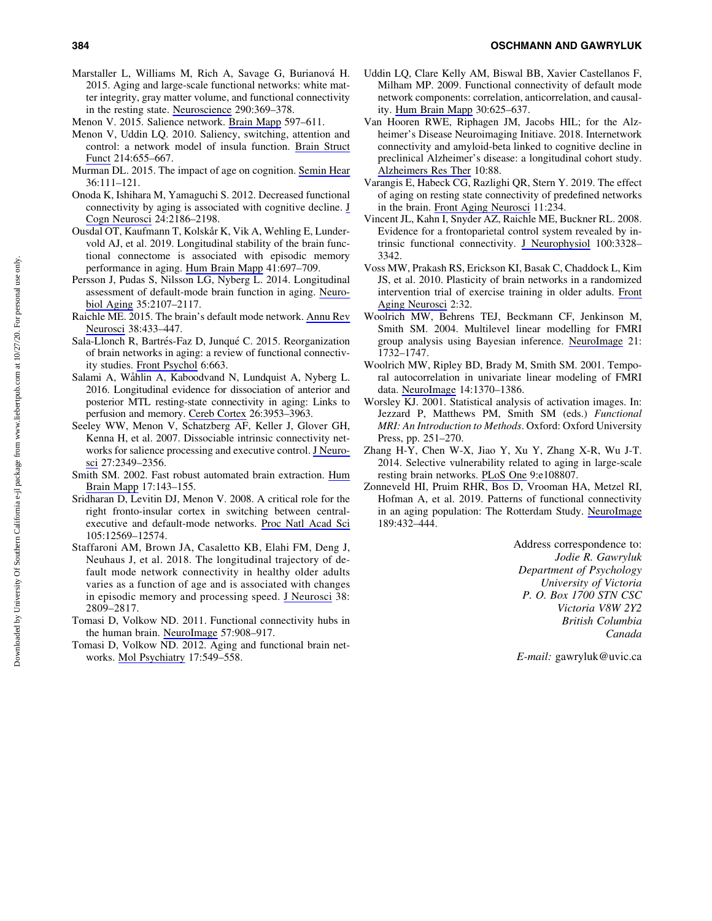Marstaller L, Williams M, Rich A, Savage G, Burianová H. 2015. Aging and large-scale functional networks: white matter integrity, gray matter volume, and functional connectivity in the resting state. Neuroscience 290:369–378.

Menon V. 2015. Salience network. Brain Mapp 597–611.

Menon V, Uddin LQ. 2010. Saliency, switching, attention and control: a network model of insula function. Brain Struct Funct 214:655–667.

Murman DL. 2015. The impact of age on cognition. Semin Hear 36:111–121.

Onoda K, Ishihara M, Yamaguchi S. 2012. Decreased functional connectivity by aging is associated with cognitive decline. J Cogn Neurosci 24:2186–2198.

Ousdal OT, Kaufmann T, Kolskår K, Vik A, Wehling E, Lundervold AJ, et al. 2019. Longitudinal stability of the brain functional connectome is associated with episodic memory performance in aging. Hum Brain Mapp 41:697–709.

Persson J, Pudas S, Nilsson LG, Nyberg L. 2014. Longitudinal assessment of default-mode brain function in aging. Neurobiol Aging 35:2107–2117.

Raichle ME. 2015. The brain's default mode network. Annu Rev Neurosci 38:433–447.

Sala-Llonch R, Bartrés-Faz D, Junqué C. 2015. Reorganization of brain networks in aging: a review of functional connectivity studies. Front Psychol 6:663.

Salami A, Wåhlin A, Kaboodvand N, Lundquist A, Nyberg L. 2016. Longitudinal evidence for dissociation of anterior and posterior MTL resting-state connectivity in aging: Links to perfusion and memory. Cereb Cortex 26:3953–3963.

Seeley WW, Menon V, Schatzberg AF, Keller J, Glover GH, Kenna H, et al. 2007. Dissociable intrinsic connectivity networks for salience processing and executive control. J Neurosci 27:2349–2356.

Smith SM. 2002. Fast robust automated brain extraction. Hum Brain Mapp 17:143–155.

Sridharan D, Levitin DJ, Menon V. 2008. A critical role for the right fronto-insular cortex in switching between central-executive and default-mode networks. Proc Natl Acad Sci 105:12569–12574.

Staffaroni AM, Brown JA, Casaletto KB, Elahi FM, Deng J, Neuhaus J, et al. 2018. The longitudinal trajectory of default mode network connectivity in healthy older adults varies as a function of age and is associated with changes in episodic memory and processing speed. J Neurosci 38: 2809–2817.

Tomasi D, Volkow ND. 2011. Functional connectivity hubs in the human brain. NeuroImage 57:908–917.

Tomasi D, Volkow ND. 2012. Aging and functional brain networks. Mol Psychiatry 17:549–558.

Uddin LQ, Clare Kelly AM, Biswal BB, Xavier Castellanos F, Milham MP. 2009. Functional connectivity of default mode network components: correlation, anticorrelation, and causality. Hum Brain Mapp 30:625–637.

Van Hooren RWE, Riphagen JM, Jacobs HIL; for the Alzheimer's Disease Neuroimaging Initiave. 2018. Internetwork connectivity and amyloid-beta linked to cognitive decline in preclinical Alzheimer's disease: a longitudinal cohort study. Alzheimers Res Ther 10:88.

Varangis E, Habeck CG, Razlighi QR, Stern Y. 2019. The effect of aging on resting state connectivity of predefined networks in the brain. Front Aging Neurosci 11:234.

Vincent JL, Kahn I, Snyder AZ, Raichle ME, Buckner RL. 2008. Evidence for a frontoparietal control system revealed by intrinsic functional connectivity. J Neurophysiol 100:3328–3342.

Voss MW, Prakash RS, Erickson KI, Basak C, Chaddock L, Kim JS, et al. 2010. Plasticity of brain networks in a randomized intervention trial of exercise training in older adults. Front Aging Neurosci 2:32.

Woolrich MW, Behrens TEJ, Beckmann CF, Jenkinson M, Smith SM. 2004. Multilevel linear modelling for FMRI group analysis using Bayesian inference. NeuroImage 21: 1732–1747.

Woolrich MW, Ripley BD, Brady M, Smith SM. 2001. Temporal autocorrelation in univariate linear modeling of FMRI data. NeuroImage 14:1370–1386.

Worsley KJ. 2001. Statistical analysis of activation images. In: Jezzard P, Matthews PM, Smith SM (eds.) *Functional MRI: An Introduction to Methods*. Oxford: Oxford University Press, pp. 251–270.

Zhang H-Y, Chen W-X, Jiao Y, Xu Y, Zhang X-R, Wu J-T. 2014. Selective vulnerability related to aging in large-scale resting brain networks. PLoS One 9:e108807.

Zonneveld HI, Pruim RHR, Bos D, Vrooman HA, Metzel RI, Hofman A, et al. 2019. Patterns of functional connectivity in an aging population: The Rotterdam Study. NeuroImage 189:432–444.

Address correspondence to:
*Jodie R. Gawryluk*
*Department of Psychology*
*University of Victoria*
*P. O. Box 1700 STN CSC*
*Victoria V8W 2Y2*
*British Columbia*
*Canada*

*E-mail:* gawryluk@uvic.ca